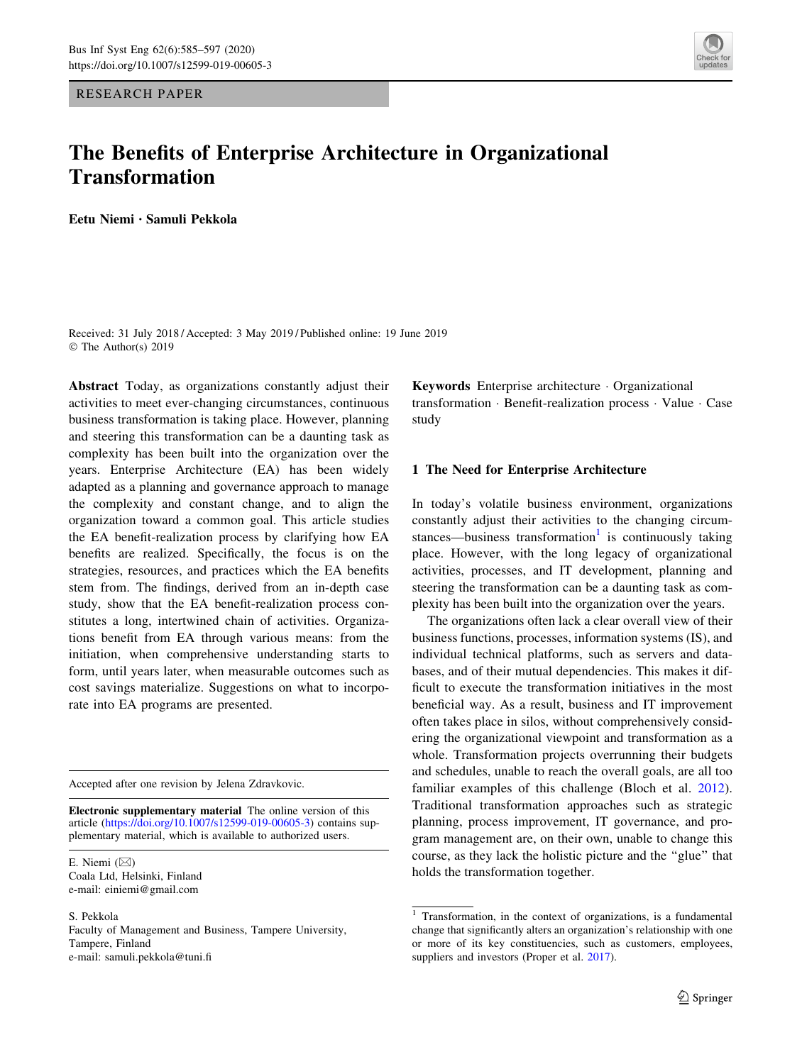RESEARCH PAPER

# The Benefits of Enterprise Architecture in Organizational Transformation

**Eetu Niemi · Samuli Pekkola**

Received: 31 July 2018 / Accepted: 3 May 2019 / Published online: 19 June 2019
© The Author(s) 2019

**Abstract** Today, as organizations constantly adjust their activities to meet ever-changing circumstances, continuous business transformation is taking place. However, planning and steering this transformation can be a daunting task as complexity has been built into the organization over the years. Enterprise Architecture (EA) has been widely adapted as a planning and governance approach to manage the complexity and constant change, and to align the organization toward a common goal. This article studies the EA benefit-realization process by clarifying how EA benefits are realized. Specifically, the focus is on the strategies, resources, and practices which the EA benefits stem from. The findings, derived from an in-depth case study, show that the EA benefit-realization process constitutes a long, intertwined chain of activities. Organizations benefit from EA through various means: from the initiation, when comprehensive understanding starts to form, until years later, when measurable outcomes such as cost savings materialize. Suggestions on what to incorporate into EA programs are presented.

**Keywords** Enterprise architecture · Organizational transformation · Benefit-realization process · Value · Case study

Accepted after one revision by Jelena Zdravkovic.

**Electronic supplementary material** The online version of this article (https://doi.org/10.1007/s12599-019-00605-3) contains supplementary material, which is available to authorized users.

E. Niemi (✉)
Coala Ltd, Helsinki, Finland
e-mail: einiemi@gmail.com

S. Pekkola
Faculty of Management and Business, Tampere University, Tampere, Finland
e-mail: samuli.pekkola@tuni.fi

## 1 The Need for Enterprise Architecture

In today's volatile business environment, organizations constantly adjust their activities to the changing circumstances—business transformation[1] is continuously taking place. However, with the long legacy of organizational activities, processes, and IT development, planning and steering the transformation can be a daunting task as complexity has been built into the organization over the years.

The organizations often lack a clear overall view of their business functions, processes, information systems (IS), and individual technical platforms, such as servers and databases, and of their mutual dependencies. This makes it difficult to execute the transformation initiatives in the most beneficial way. As a result, business and IT improvement often takes place in silos, without comprehensively considering the organizational viewpoint and transformation as a whole. Transformation projects overrunning their budgets and schedules, unable to reach the overall goals, are all too familiar examples of this challenge (Bloch et al. 2012). Traditional transformation approaches such as strategic planning, process improvement, IT governance, and program management are, on their own, unable to change this course, as they lack the holistic picture and the "glue" that holds the transformation together.

[1] Transformation, in the context of organizations, is a fundamental change that significantly alters an organization's relationship with one or more of its key constituencies, such as customers, employees, suppliers and investors (Proper et al. 2017).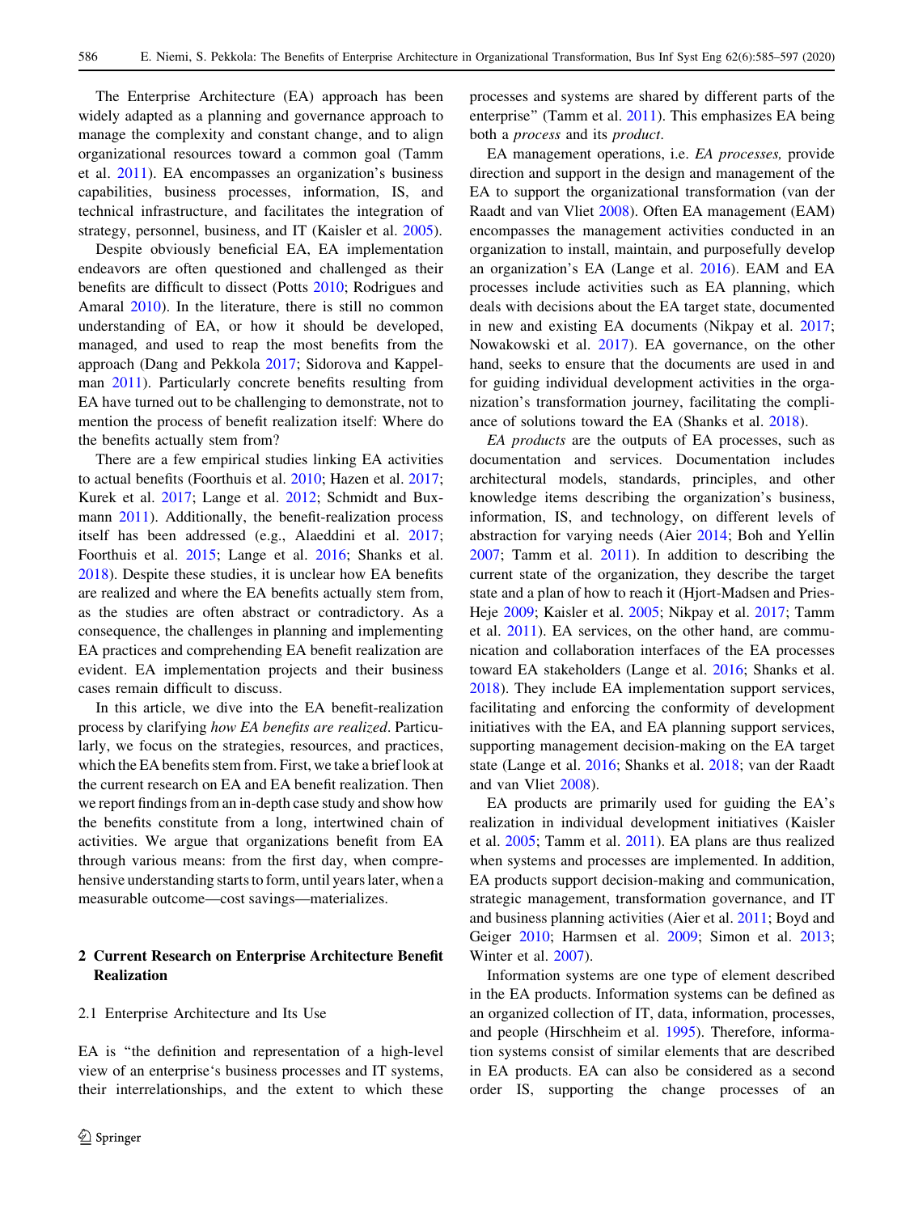The Enterprise Architecture (EA) approach has been widely adapted as a planning and governance approach to manage the complexity and constant change, and to align organizational resources toward a common goal (Tamm et al. 2011). EA encompasses an organization's business capabilities, business processes, information, IS, and technical infrastructure, and facilitates the integration of strategy, personnel, business, and IT (Kaisler et al. 2005).

Despite obviously beneficial EA, EA implementation endeavors are often questioned and challenged as their benefits are difficult to dissect (Potts 2010; Rodrigues and Amaral 2010). In the literature, there is still no common understanding of EA, or how it should be developed, managed, and used to reap the most benefits from the approach (Dang and Pekkola 2017; Sidorova and Kappelman 2011). Particularly concrete benefits resulting from EA have turned out to be challenging to demonstrate, not to mention the process of benefit realization itself: Where do the benefits actually stem from?

There are a few empirical studies linking EA activities to actual benefits (Foorthuis et al. 2010; Hazen et al. 2017; Kurek et al. 2017; Lange et al. 2012; Schmidt and Buxmann 2011). Additionally, the benefit-realization process itself has been addressed (e.g., Alaeddini et al. 2017; Foorthuis et al. 2015; Lange et al. 2016; Shanks et al. 2018). Despite these studies, it is unclear how EA benefits are realized and where the EA benefits actually stem from, as the studies are often abstract or contradictory. As a consequence, the challenges in planning and implementing EA practices and comprehending EA benefit realization are evident. EA implementation projects and their business cases remain difficult to discuss.

In this article, we dive into the EA benefit-realization process by clarifying *how EA benefits are realized*. Particularly, we focus on the strategies, resources, and practices, which the EA benefits stem from. First, we take a brief look at the current research on EA and EA benefit realization. Then we report findings from an in-depth case study and show how the benefits constitute from a long, intertwined chain of activities. We argue that organizations benefit from EA through various means: from the first day, when comprehensive understanding starts to form, until years later, when a measurable outcome—cost savings—materializes.

## 2 Current Research on Enterprise Architecture Benefit Realization

### 2.1 Enterprise Architecture and Its Use

EA is "the definition and representation of a high-level view of an enterprise's business processes and IT systems, their interrelationships, and the extent to which these processes and systems are shared by different parts of the enterprise" (Tamm et al. 2011). This emphasizes EA being both a *process* and its *product*.

EA management operations, i.e. *EA processes,* provide direction and support in the design and management of the EA to support the organizational transformation (van der Raadt and van Vliet 2008). Often EA management (EAM) encompasses the management activities conducted in an organization to install, maintain, and purposefully develop an organization's EA (Lange et al. 2016). EAM and EA processes include activities such as EA planning, which deals with decisions about the EA target state, documented in new and existing EA documents (Nikpay et al. 2017; Nowakowski et al. 2017). EA governance, on the other hand, seeks to ensure that the documents are used in and for guiding individual development activities in the organization's transformation journey, facilitating the compliance of solutions toward the EA (Shanks et al. 2018).

*EA products* are the outputs of EA processes, such as documentation and services. Documentation includes architectural models, standards, principles, and other knowledge items describing the organization's business, information, IS, and technology, on different levels of abstraction for varying needs (Aier 2014; Boh and Yellin 2007; Tamm et al. 2011). In addition to describing the current state of the organization, they describe the target state and a plan of how to reach it (Hjort-Madsen and Pries-Heje 2009; Kaisler et al. 2005; Nikpay et al. 2017; Tamm et al. 2011). EA services, on the other hand, are communication and collaboration interfaces of the EA processes toward EA stakeholders (Lange et al. 2016; Shanks et al. 2018). They include EA implementation support services, facilitating and enforcing the conformity of development initiatives with the EA, and EA planning support services, supporting management decision-making on the EA target state (Lange et al. 2016; Shanks et al. 2018; van der Raadt and van Vliet 2008).

EA products are primarily used for guiding the EA's realization in individual development initiatives (Kaisler et al. 2005; Tamm et al. 2011). EA plans are thus realized when systems and processes are implemented. In addition, EA products support decision-making and communication, strategic management, transformation governance, and IT and business planning activities (Aier et al. 2011; Boyd and Geiger 2010; Harmsen et al. 2009; Simon et al. 2013; Winter et al. 2007).

Information systems are one type of element described in the EA products. Information systems can be defined as an organized collection of IT, data, information, processes, and people (Hirschheim et al. 1995). Therefore, information systems consist of similar elements that are described in EA products. EA can also be considered as a second order IS, supporting the change processes of an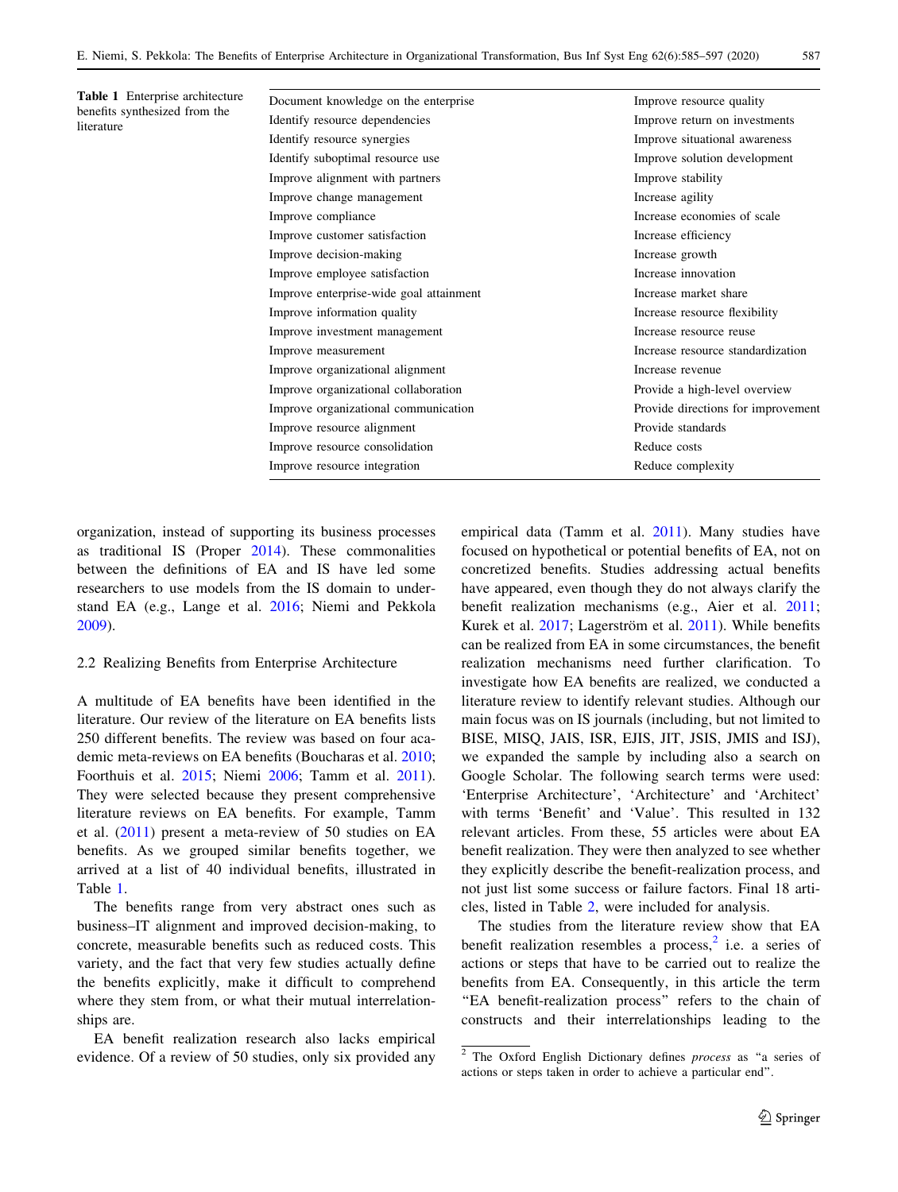**Table 1** Enterprise architecture benefits synthesized from the literature

| | |
|---|---|
| Document knowledge on the enterprise | Improve resource quality |
| Identify resource dependencies | Improve return on investments |
| Identify resource synergies | Improve situational awareness |
| Identify suboptimal resource use | Improve solution development |
| Improve alignment with partners | Improve stability |
| Improve change management | Increase agility |
| Improve compliance | Increase economies of scale |
| Improve customer satisfaction | Increase efficiency |
| Improve decision-making | Increase growth |
| Improve employee satisfaction | Increase innovation |
| Improve enterprise-wide goal attainment | Increase market share |
| Improve information quality | Increase resource flexibility |
| Improve investment management | Increase resource reuse |
| Improve measurement | Increase resource standardization |
| Improve organizational alignment | Increase revenue |
| Improve organizational collaboration | Provide a high-level overview |
| Improve organizational communication | Provide directions for improvement |
| Improve resource alignment | Provide standards |
| Improve resource consolidation | Reduce costs |
| Improve resource integration | Reduce complexity |

organization, instead of supporting its business processes as traditional IS (Proper 2014). These commonalities between the definitions of EA and IS have led some researchers to use models from the IS domain to understand EA (e.g., Lange et al. 2016; Niemi and Pekkola 2009).

### 2.2 Realizing Benefits from Enterprise Architecture

A multitude of EA benefits have been identified in the literature. Our review of the literature on EA benefits lists 250 different benefits. The review was based on four academic meta-reviews on EA benefits (Boucharas et al. 2010; Foorthuis et al. 2015; Niemi 2006; Tamm et al. 2011). They were selected because they present comprehensive literature reviews on EA benefits. For example, Tamm et al. (2011) present a meta-review of 50 studies on EA benefits. As we grouped similar benefits together, we arrived at a list of 40 individual benefits, illustrated in Table 1.

The benefits range from very abstract ones such as business–IT alignment and improved decision-making, to concrete, measurable benefits such as reduced costs. This variety, and the fact that very few studies actually define the benefits explicitly, make it difficult to comprehend where they stem from, or what their mutual interrelationships are.

EA benefit realization research also lacks empirical evidence. Of a review of 50 studies, only six provided any empirical data (Tamm et al. 2011). Many studies have focused on hypothetical or potential benefits of EA, not on concretized benefits. Studies addressing actual benefits have appeared, even though they do not always clarify the benefit realization mechanisms (e.g., Aier et al. 2011; Kurek et al. 2017; Lagerström et al. 2011). While benefits can be realized from EA in some circumstances, the benefit realization mechanisms need further clarification. To investigate how EA benefits are realized, we conducted a literature review to identify relevant studies. Although our main focus was on IS journals (including, but not limited to BISE, MISQ, JAIS, ISR, EJIS, JIT, JSIS, JMIS and ISJ), we expanded the sample by including also a search on Google Scholar. The following search terms were used: 'Enterprise Architecture', 'Architecture' and 'Architect' with terms 'Benefit' and 'Value'. This resulted in 132 relevant articles. From these, 55 articles were about EA benefit realization. They were then analyzed to see whether they explicitly describe the benefit-realization process, and not just list some success or failure factors. Final 18 articles, listed in Table 2, were included for analysis.

The studies from the literature review show that EA benefit realization resembles a process,[2] i.e. a series of actions or steps that have to be carried out to realize the benefits from EA. Consequently, in this article the term "EA benefit-realization process" refers to the chain of constructs and their interrelationships leading to the

[2] The Oxford English Dictionary defines *process* as "a series of actions or steps taken in order to achieve a particular end".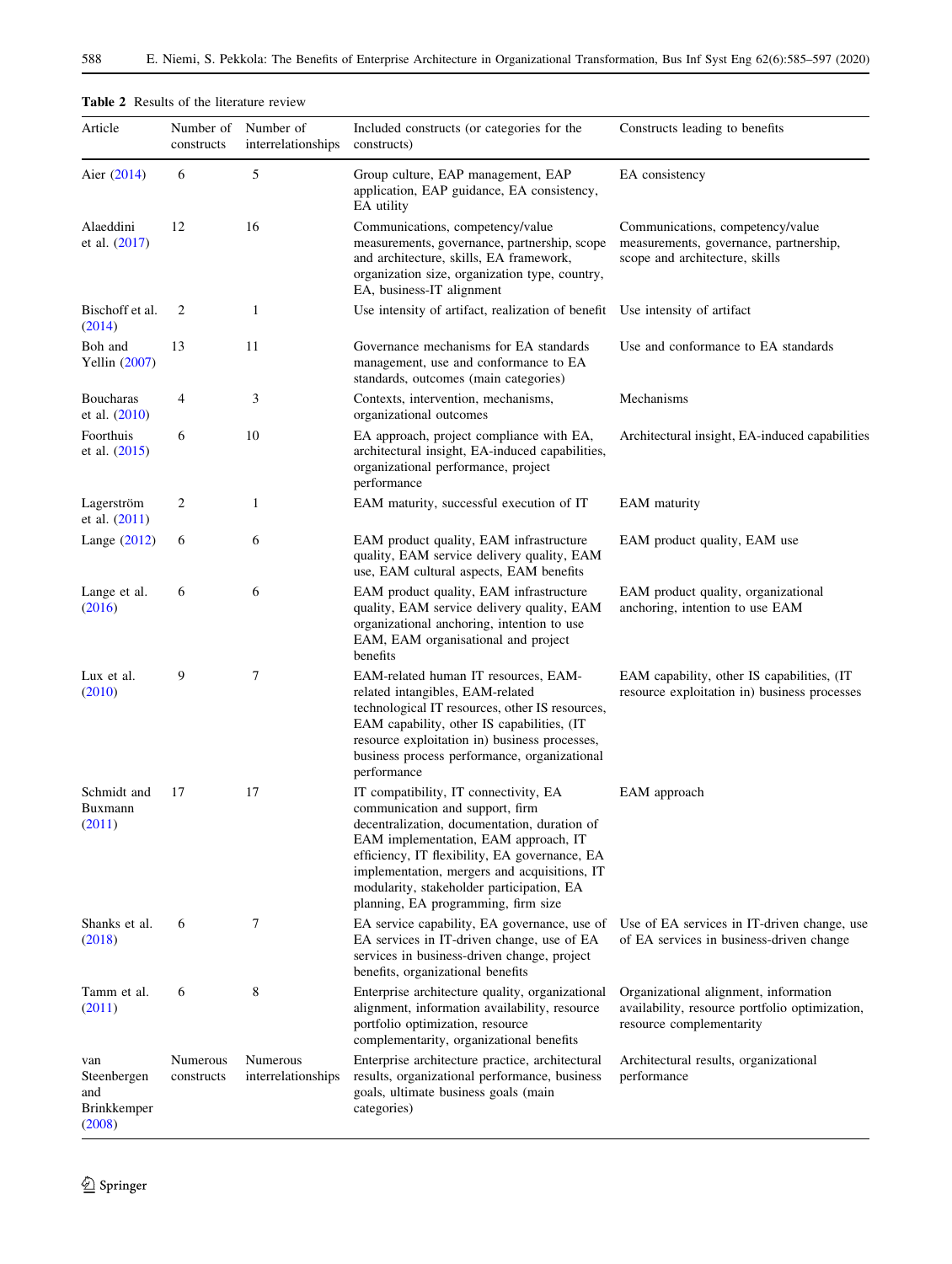**Table 2** Results of the literature review

| Article | Number of constructs | Number of interrelationships | Included constructs (or categories for the constructs) | Constructs leading to benefits |
|---|---|---|---|---|
| Aier (2014) | 6 | 5 | Group culture, EAP management, EAP application, EAP guidance, EA consistency, EA utility | EA consistency |
| Alaeddini et al. (2017) | 12 | 16 | Communications, competency/value measurements, governance, partnership, scope and architecture, skills, EA framework, organization size, organization type, country, EA, business-IT alignment | Communications, competency/value measurements, governance, partnership, scope and architecture, skills |
| Bischoff et al. (2014) | 2 | 1 | Use intensity of artifact, realization of benefit | Use intensity of artifact |
| Boh and Yellin (2007) | 13 | 11 | Governance mechanisms for EA standards management, use and conformance to EA standards, outcomes (main categories) | Use and conformance to EA standards |
| Boucharas et al. (2010) | 4 | 3 | Contexts, intervention, mechanisms, organizational outcomes | Mechanisms |
| Foorthuis et al. (2015) | 6 | 10 | EA approach, project compliance with EA, architectural insight, EA-induced capabilities, organizational performance, project performance | Architectural insight, EA-induced capabilities |
| Lagerström et al. (2011) | 2 | 1 | EAM maturity, successful execution of IT | EAM maturity |
| Lange (2012) | 6 | 6 | EAM product quality, EAM infrastructure quality, EAM service delivery quality, EAM use, EAM cultural aspects, EAM benefits | EAM product quality, EAM use |
| Lange et al. (2016) | 6 | 6 | EAM product quality, EAM infrastructure quality, EAM service delivery quality, EAM organizational anchoring, intention to use EAM, EAM organisational and project benefits | EAM product quality, organizational anchoring, intention to use EAM |
| Lux et al. (2010) | 9 | 7 | EAM-related human IT resources, EAM-related intangibles, EAM-related technological IT resources, other IS resources, EAM capability, other IS capabilities, (IT resource exploitation in) business processes, business process performance, organizational performance | EAM capability, other IS capabilities, (IT resource exploitation in) business processes |
| Schmidt and Buxmann (2011) | 17 | 17 | IT compatibility, IT connectivity, EA communication and support, firm decentralization, documentation, duration of EAM implementation, EAM approach, IT efficiency, IT flexibility, EA governance, EA implementation, mergers and acquisitions, IT modularity, stakeholder participation, EA planning, EA programming, firm size | EAM approach |
| Shanks et al. (2018) | 6 | 7 | EA service capability, EA governance, use of EA services in IT-driven change, use of EA services in business-driven change, project benefits, organizational benefits | Use of EA services in IT-driven change, use of EA services in business-driven change |
| Tamm et al. (2011) | 6 | 8 | Enterprise architecture quality, organizational alignment, information availability, resource portfolio optimization, resource complementarity, organizational benefits | Organizational alignment, information availability, resource portfolio optimization, resource complementarity |
| van Steenbergen and Brinkkemper (2008) | Numerous constructs | Numerous interrelationships | Enterprise architecture practice, architectural results, organizational performance, business goals, ultimate business goals (main categories) | Architectural results, organizational performance |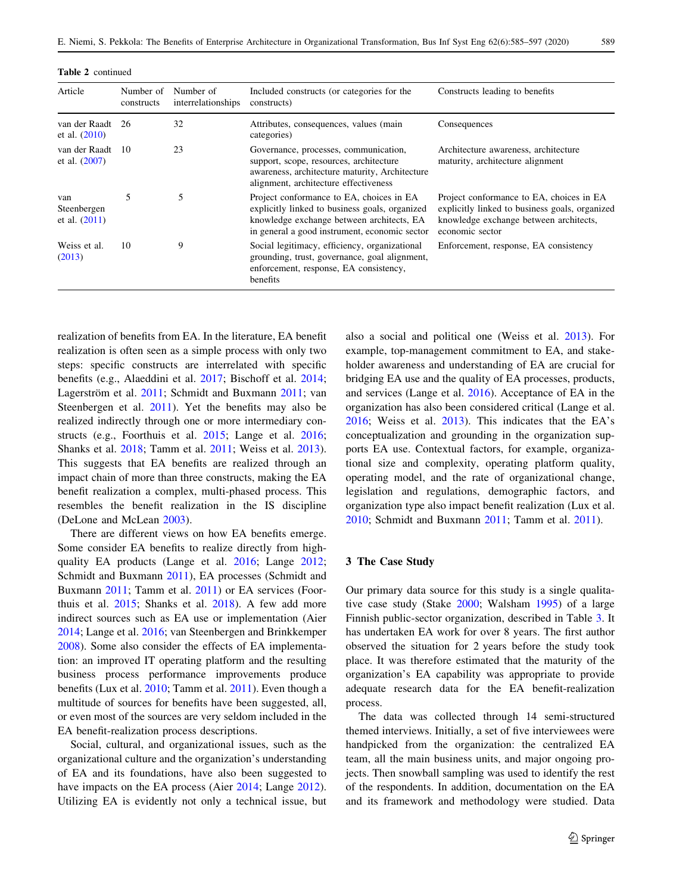**Table 2** continued

| Article | Number of constructs | Number of interrelationships | Included constructs (or categories for the constructs) | Constructs leading to benefits |
|---|---|---|---|---|
| van der Raadt et al. (2010) | 26 | 32 | Attributes, consequences, values (main categories) | Consequences |
| van der Raadt et al. (2007) | 10 | 23 | Governance, processes, communication, support, scope, resources, architecture awareness, architecture maturity, Architecture alignment, architecture effectiveness | Architecture awareness, architecture maturity, architecture alignment |
| van Steenbergen et al. (2011) | 5 | 5 | Project conformance to EA, choices in EA explicitly linked to business goals, organized knowledge exchange between architects, EA in general a good instrument, economic sector | Project conformance to EA, choices in EA explicitly linked to business goals, organized knowledge exchange between architects, economic sector |
| Weiss et al. (2013) | 10 | 9 | Social legitimacy, efficiency, organizational grounding, trust, governance, goal alignment, enforcement, response, EA consistency, benefits | Enforcement, response, EA consistency |

realization of benefits from EA. In the literature, EA benefit realization is often seen as a simple process with only two steps: specific constructs are interrelated with specific benefits (e.g., Alaeddini et al. 2017; Bischoff et al. 2014; Lagerström et al. 2011; Schmidt and Buxmann 2011; van Steenbergen et al. 2011). Yet the benefits may also be realized indirectly through one or more intermediary constructs (e.g., Foorthuis et al. 2015; Lange et al. 2016; Shanks et al. 2018; Tamm et al. 2011; Weiss et al. 2013). This suggests that EA benefits are realized through an impact chain of more than three constructs, making the EA benefit realization a complex, multi-phased process. This resembles the benefit realization in the IS discipline (DeLone and McLean 2003).

There are different views on how EA benefits emerge. Some consider EA benefits to realize directly from high-quality EA products (Lange et al. 2016; Lange 2012; Schmidt and Buxmann 2011), EA processes (Schmidt and Buxmann 2011; Tamm et al. 2011) or EA services (Foorthuis et al. 2015; Shanks et al. 2018). A few add more indirect sources such as EA use or implementation (Aier 2014; Lange et al. 2016; van Steenbergen and Brinkkemper 2008). Some also consider the effects of EA implementation: an improved IT operating platform and the resulting business process performance improvements produce benefits (Lux et al. 2010; Tamm et al. 2011). Even though a multitude of sources for benefits have been suggested, all, or even most of the sources are very seldom included in the EA benefit-realization process descriptions.

Social, cultural, and organizational issues, such as the organizational culture and the organization's understanding of EA and its foundations, have also been suggested to have impacts on the EA process (Aier 2014; Lange 2012). Utilizing EA is evidently not only a technical issue, but also a social and political one (Weiss et al. 2013). For example, top-management commitment to EA, and stakeholder awareness and understanding of EA are crucial for bridging EA use and the quality of EA processes, products, and services (Lange et al. 2016). Acceptance of EA in the organization has also been considered critical (Lange et al. 2016; Weiss et al. 2013). This indicates that the EA's conceptualization and grounding in the organization supports EA use. Contextual factors, for example, organizational size and complexity, operating platform quality, operating model, and the rate of organizational change, legislation and regulations, demographic factors, and organization type also impact benefit realization (Lux et al. 2010; Schmidt and Buxmann 2011; Tamm et al. 2011).

## 3 The Case Study

Our primary data source for this study is a single qualitative case study (Stake 2000; Walsham 1995) of a large Finnish public-sector organization, described in Table 3. It has undertaken EA work for over 8 years. The first author observed the situation for 2 years before the study took place. It was therefore estimated that the maturity of the organization's EA capability was appropriate to provide adequate research data for the EA benefit-realization process.

The data was collected through 14 semi-structured themed interviews. Initially, a set of five interviewees were handpicked from the organization: the centralized EA team, all the main business units, and major ongoing projects. Then snowball sampling was used to identify the rest of the respondents. In addition, documentation on the EA and its framework and methodology were studied. Data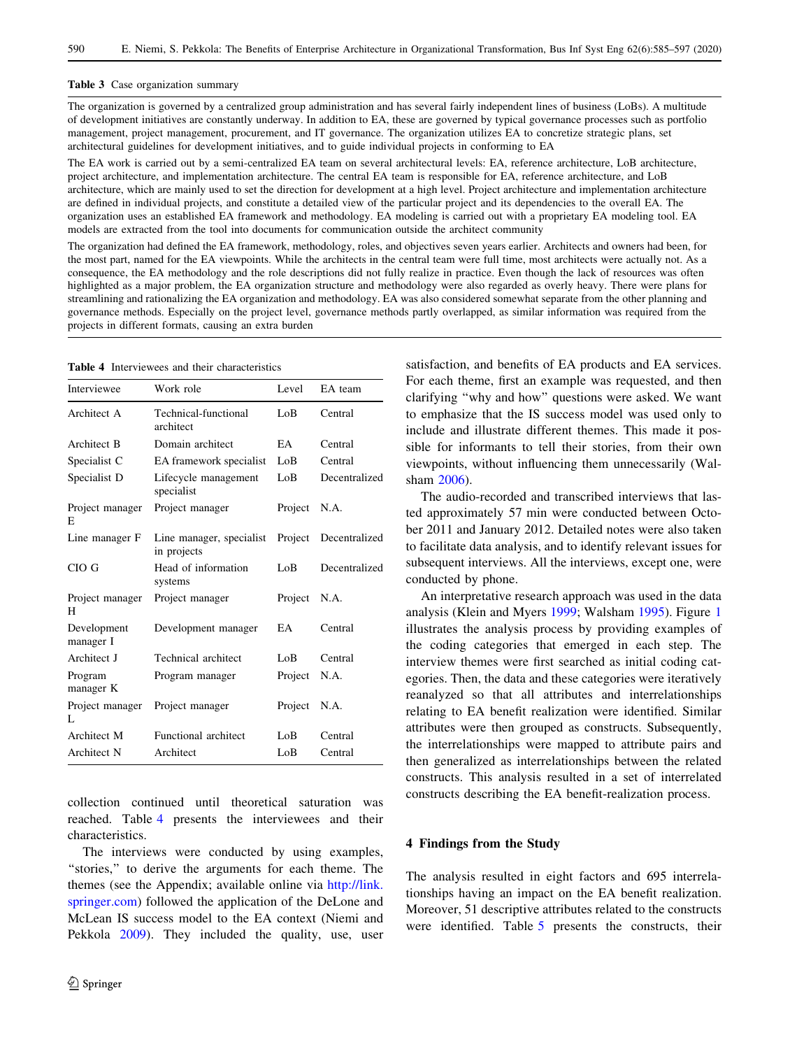**Table 3** Case organization summary

| |
|---|
| The organization is governed by a centralized group administration and has several fairly independent lines of business (LoBs). A multitude of development initiatives are constantly underway. In addition to EA, these are governed by typical governance processes such as portfolio management, project management, procurement, and IT governance. The organization utilizes EA to concretize strategic plans, set architectural guidelines for development initiatives, and to guide individual projects in conforming to EA |
| The EA work is carried out by a semi-centralized EA team on several architectural levels: EA, reference architecture, LoB architecture, project architecture, and implementation architecture. The central EA team is responsible for EA, reference architecture, and LoB architecture, which are mainly used to set the direction for development at a high level. Project architecture and implementation architecture are defined in individual projects, and constitute a detailed view of the particular project and its dependencies to the overall EA. The organization uses an established EA framework and methodology. EA modeling is carried out with a proprietary EA modeling tool. EA models are extracted from the tool into documents for communication outside the architect community |
| The organization had defined the EA framework, methodology, roles, and objectives seven years earlier. Architects and owners had been, for the most part, named for the EA viewpoints. While the architects in the central team were full time, most architects were actually not. As a consequence, the EA methodology and the role descriptions did not fully realize in practice. Even though the lack of resources was often highlighted as a major problem, the EA organization structure and methodology were also regarded as overly heavy. There were plans for streamlining and rationalizing the EA organization and methodology. EA was also considered somewhat separate from the other planning and governance methods. Especially on the project level, governance methods partly overlapped, as similar information was required from the projects in different formats, causing an extra burden |

**Table 4** Interviewees and their characteristics

| Interviewee | Work role | Level | EA team |
|---|---|---|---|
| Architect A | Technical-functional architect | LoB | Central |
| Architect B | Domain architect | EA | Central |
| Specialist C | EA framework specialist | LoB | Central |
| Specialist D | Lifecycle management specialist | LoB | Decentralized |
| Project manager E | Project manager | Project | N.A. |
| Line manager F | Line manager, specialist in projects | Project | Decentralized |
| CIO G | Head of information systems | LoB | Decentralized |
| Project manager H | Project manager | Project | N.A. |
| Development manager I | Development manager | EA | Central |
| Architect J | Technical architect | LoB | Central |
| Program manager K | Program manager | Project | N.A. |
| Project manager L | Project manager | Project | N.A. |
| Architect M | Functional architect | LoB | Central |
| Architect N | Architect | LoB | Central |

collection continued until theoretical saturation was reached. Table 4 presents the interviewees and their characteristics.

The interviews were conducted by using examples, "stories," to derive the arguments for each theme. The themes (see the Appendix; available online via http://link.springer.com) followed the application of the DeLone and McLean IS success model to the EA context (Niemi and Pekkola 2009). They included the quality, use, user satisfaction, and benefits of EA products and EA services. For each theme, first an example was requested, and then clarifying "why and how" questions were asked. We want to emphasize that the IS success model was used only to include and illustrate different themes. This made it possible for informants to tell their stories, from their own viewpoints, without influencing them unnecessarily (Walsham 2006).

The audio-recorded and transcribed interviews that lasted approximately 57 min were conducted between October 2011 and January 2012. Detailed notes were also taken to facilitate data analysis, and to identify relevant issues for subsequent interviews. All the interviews, except one, were conducted by phone.

An interpretative research approach was used in the data analysis (Klein and Myers 1999; Walsham 1995). Figure 1 illustrates the analysis process by providing examples of the coding categories that emerged in each step. The interview themes were first searched as initial coding categories. Then, the data and these categories were iteratively reanalyzed so that all attributes and interrelationships relating to EA benefit realization were identified. Similar attributes were then grouped as constructs. Subsequently, the interrelationships were mapped to attribute pairs and then generalized as interrelationships between the related constructs. This analysis resulted in a set of interrelated constructs describing the EA benefit-realization process.

## 4 Findings from the Study

The analysis resulted in eight factors and 695 interrelationships having an impact on the EA benefit realization. Moreover, 51 descriptive attributes related to the constructs were identified. Table 5 presents the constructs, their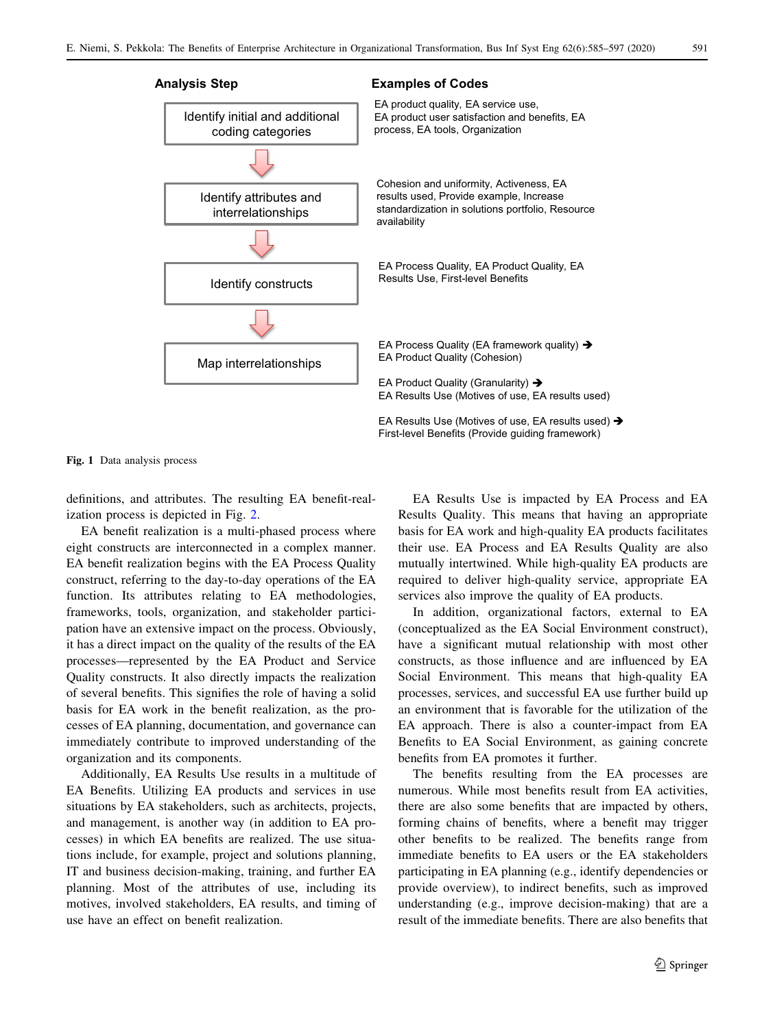**Analysis Step**

Identify initial and additional coding categories

Identify attributes and interrelationships

Identify constructs

Map interrelationships

**Examples of Codes**

EA product quality, EA service use, EA product user satisfaction and benefits, EA process, EA tools, Organization

Cohesion and uniformity, Activeness, EA results used, Provide example, Increase standardization in solutions portfolio, Resource availability

EA Process Quality, EA Product Quality, EA Results Use, First-level Benefits

EA Process Quality (EA framework quality) ➔ EA Product Quality (Cohesion)

EA Product Quality (Granularity) ➔ EA Results Use (Motives of use, EA results used)

EA Results Use (Motives of use, EA results used) ➔ First-level Benefits (Provide guiding framework)

**Fig. 1** Data analysis process

definitions, and attributes. The resulting EA benefit-realization process is depicted in Fig. 2.

EA benefit realization is a multi-phased process where eight constructs are interconnected in a complex manner. EA benefit realization begins with the EA Process Quality construct, referring to the day-to-day operations of the EA function. Its attributes relating to EA methodologies, frameworks, tools, organization, and stakeholder participation have an extensive impact on the process. Obviously, it has a direct impact on the quality of the results of the EA processes—represented by the EA Product and Service Quality constructs. It also directly impacts the realization of several benefits. This signifies the role of having a solid basis for EA work in the benefit realization, as the processes of EA planning, documentation, and governance can immediately contribute to improved understanding of the organization and its components.

Additionally, EA Results Use results in a multitude of EA Benefits. Utilizing EA products and services in use situations by EA stakeholders, such as architects, projects, and management, is another way (in addition to EA processes) in which EA benefits are realized. The use situations include, for example, project and solutions planning, IT and business decision-making, training, and further EA planning. Most of the attributes of use, including its motives, involved stakeholders, EA results, and timing of use have an effect on benefit realization.

EA Results Use is impacted by EA Process and EA Results Quality. This means that having an appropriate basis for EA work and high-quality EA products facilitates their use. EA Process and EA Results Quality are also mutually intertwined. While high-quality EA products are required to deliver high-quality service, appropriate EA services also improve the quality of EA products.

In addition, organizational factors, external to EA (conceptualized as the EA Social Environment construct), have a significant mutual relationship with most other constructs, as those influence and are influenced by EA Social Environment. This means that high-quality EA processes, services, and successful EA use further build up an environment that is favorable for the utilization of the EA approach. There is also a counter-impact from EA Benefits to EA Social Environment, as gaining concrete benefits from EA promotes it further.

The benefits resulting from the EA processes are numerous. While most benefits result from EA activities, there are also some benefits that are impacted by others, forming chains of benefits, where a benefit may trigger other benefits to be realized. The benefits range from immediate benefits to EA users or the EA stakeholders participating in EA planning (e.g., identify dependencies or provide overview), to indirect benefits, such as improved understanding (e.g., improve decision-making) that are a result of the immediate benefits. There are also benefits that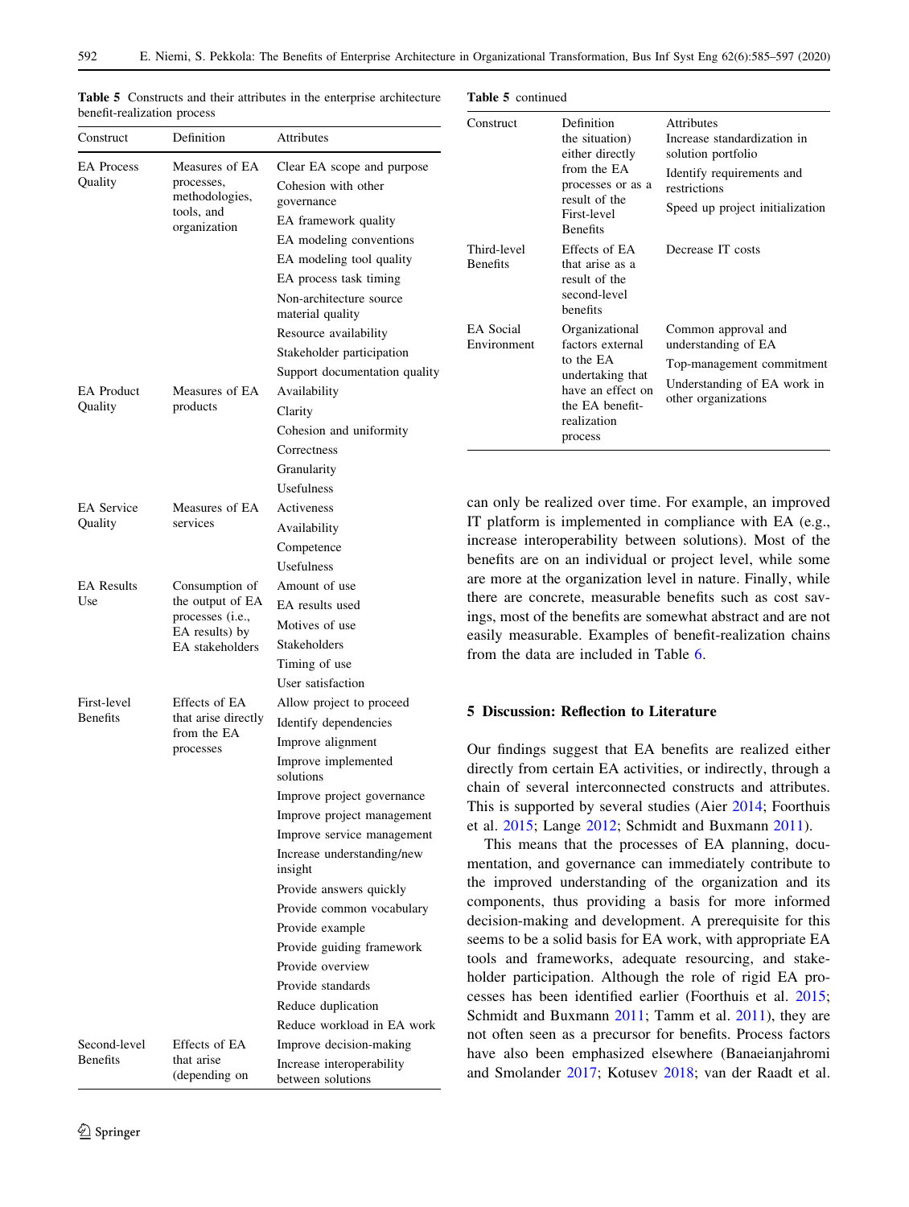**Table 5** Constructs and their attributes in the enterprise architecture benefit-realization process

| Construct | Definition | Attributes |
|---|---|---|
| EA Process Quality | Measures of EA processes, methodologies, tools, and organization | Clear EA scope and purpose<br>Cohesion with other governance<br>EA framework quality<br>EA modeling conventions<br>EA modeling tool quality<br>EA process task timing<br>Non-architecture source material quality<br>Resource availability<br>Stakeholder participation<br>Support documentation quality |
| EA Product Quality | Measures of EA products | Availability<br>Clarity<br>Cohesion and uniformity<br>Correctness<br>Granularity<br>Usefulness |
| EA Service Quality | Measures of EA services | Activeness<br>Availability<br>Competence<br>Usefulness |
| EA Results Use | Consumption of the output of EA processes (i.e., EA results) by EA stakeholders | Amount of use<br>EA results used<br>Motives of use<br>Stakeholders<br>Timing of use<br>User satisfaction |
| First-level Benefits | Effects of EA that arise directly from the EA processes | Allow project to proceed<br>Identify dependencies<br>Improve alignment<br>Improve implemented solutions<br>Improve project governance<br>Improve project management<br>Improve service management<br>Increase understanding/new insight<br>Provide answers quickly<br>Provide common vocabulary<br>Provide example<br>Provide guiding framework<br>Provide overview<br>Provide standards<br>Reduce duplication<br>Reduce workload in EA work |
| Second-level Benefits | Effects of EA that arise (depending on the situation) either directly from the EA processes or as a result of the First-level Benefits | Improve decision-making<br>Increase interoperability between solutions<br>Increase standardization in solution portfolio<br>Identify requirements and restrictions<br>Speed up project initialization |
| Third-level Benefits | Effects of EA that arise as a result of the second-level benefits | Decrease IT costs |
| EA Social Environment | Organizational factors external to the EA undertaking that have an effect on the EA benefit-realization process | Common approval and understanding of EA<br>Top-management commitment<br>Understanding of EA work in other organizations |

can only be realized over time. For example, an improved IT platform is implemented in compliance with EA (e.g., increase interoperability between solutions). Most of the benefits are on an individual or project level, while some are more at the organization level in nature. Finally, while there are concrete, measurable benefits such as cost savings, most of the benefits are somewhat abstract and are not easily measurable. Examples of benefit-realization chains from the data are included in Table 6.

## 5 Discussion: Reflection to Literature

Our findings suggest that EA benefits are realized either directly from certain EA activities, or indirectly, through a chain of several interconnected constructs and attributes. This is supported by several studies (Aier 2014; Foorthuis et al. 2015; Lange 2012; Schmidt and Buxmann 2011).

This means that the processes of EA planning, documentation, and governance can immediately contribute to the improved understanding of the organization and its components, thus providing a basis for more informed decision-making and development. A prerequisite for this seems to be a solid basis for EA work, with appropriate EA tools and frameworks, adequate resourcing, and stakeholder participation. Although the role of rigid EA processes has been identified earlier (Foorthuis et al. 2015; Schmidt and Buxmann 2011; Tamm et al. 2011), they are not often seen as a precursor for benefits. Process factors have also been emphasized elsewhere (Banaeianjahromi and Smolander 2017; Kotusev 2018; van der Raadt et al.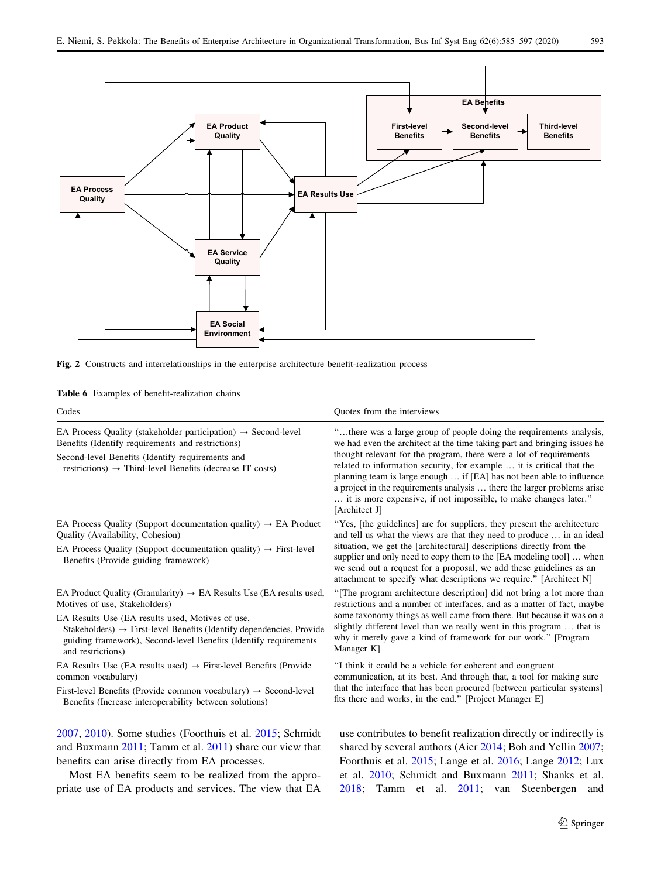Fig. 2 Constructs and interrelationships in the enterprise architecture benefit-realization process

Table 6 Examples of benefit-realization chains

| Codes | Quotes from the interviews |
| --- | --- |
| EA Process Quality (stakeholder participation) → Second-level Benefits (Identify requirements and restrictions)<br>Second-level Benefits (Identify requirements and restrictions) → Third-level Benefits (decrease IT costs) | "…there was a large group of people doing the requirements analysis, we had even the architect at the time taking part and bringing issues he thought relevant for the program, there were a lot of requirements related to information security, for example … it is critical that the planning team is large enough … if [EA] has not been able to influence a project in the requirements analysis … there the larger problems arise … it is more expensive, if not impossible, to make changes later." [Architect J] |
| EA Process Quality (Support documentation quality) → EA Product Quality (Availability, Cohesion)<br>EA Process Quality (Support documentation quality) → First-level Benefits (Provide guiding framework) | "Yes, [the guidelines] are for suppliers, they present the architecture and tell us what the views are that they need to produce … in an ideal situation, we get the [architectural] descriptions directly from the supplier and only need to copy them to the [EA modeling tool] … when we send out a request for a proposal, we add these guidelines as an attachment to specify what descriptions we require." [Architect N] |
| EA Product Quality (Granularity) → EA Results Use (EA results used, Motives of use, Stakeholders)<br>EA Results Use (EA results used, Motives of use, Stakeholders) → First-level Benefits (Identify dependencies, Provide guiding framework), Second-level Benefits (Identify requirements and restrictions) | "[The program architecture description] did not bring a lot more than restrictions and a number of interfaces, and as a matter of fact, maybe some taxonomy things as well came from there. But because it was on a slightly different level than we really went in this program … that is why it merely gave a kind of framework for our work." [Program Manager K] |
| EA Results Use (EA results used) → First-level Benefits (Provide common vocabulary)<br>First-level Benefits (Provide common vocabulary) → Second-level Benefits (Increase interoperability between solutions) | "I think it could be a vehicle for coherent and congruent communication, at its best. And through that, a tool for making sure that the interface that has been procured [between particular systems] fits there and works, in the end." [Project Manager E] |

2007, 2010). Some studies (Foorthuis et al. 2015; Schmidt and Buxmann 2011; Tamm et al. 2011) share our view that benefits can arise directly from EA processes.

Most EA benefits seem to be realized from the appropriate use of EA products and services. The view that EA use contributes to benefit realization directly or indirectly is shared by several authors (Aier 2014; Boh and Yellin 2007; Foorthuis et al. 2015; Lange et al. 2016; Lange 2012; Lux et al. 2010; Schmidt and Buxmann 2011; Shanks et al. 2018; Tamm et al. 2011; van Steenbergen and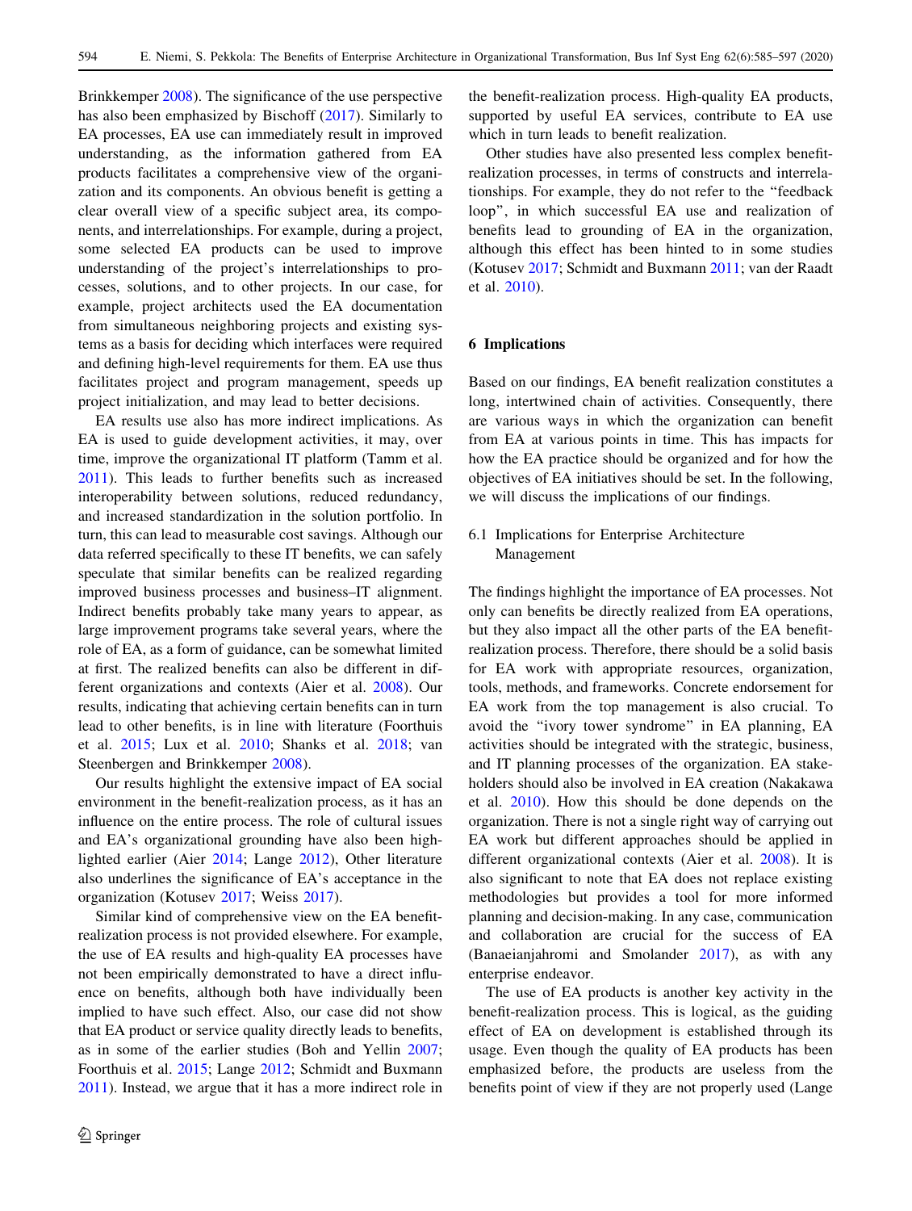Brinkkemper 2008). The significance of the use perspective has also been emphasized by Bischoff (2017). Similarly to EA processes, EA use can immediately result in improved understanding, as the information gathered from EA products facilitates a comprehensive view of the organization and its components. An obvious benefit is getting a clear overall view of a specific subject area, its components, and interrelationships. For example, during a project, some selected EA products can be used to improve understanding of the project's interrelationships to processes, solutions, and to other projects. In our case, for example, project architects used the EA documentation from simultaneous neighboring projects and existing systems as a basis for deciding which interfaces were required and defining high-level requirements for them. EA use thus facilitates project and program management, speeds up project initialization, and may lead to better decisions.

EA results use also has more indirect implications. As EA is used to guide development activities, it may, over time, improve the organizational IT platform (Tamm et al. 2011). This leads to further benefits such as increased interoperability between solutions, reduced redundancy, and increased standardization in the solution portfolio. In turn, this can lead to measurable cost savings. Although our data referred specifically to these IT benefits, we can safely speculate that similar benefits can be realized regarding improved business processes and business–IT alignment. Indirect benefits probably take many years to appear, as large improvement programs take several years, where the role of EA, as a form of guidance, can be somewhat limited at first. The realized benefits can also be different in different organizations and contexts (Aier et al. 2008). Our results, indicating that achieving certain benefits can in turn lead to other benefits, is in line with literature (Foorthuis et al. 2015; Lux et al. 2010; Shanks et al. 2018; van Steenbergen and Brinkkemper 2008).

Our results highlight the extensive impact of EA social environment in the benefit-realization process, as it has an influence on the entire process. The role of cultural issues and EA's organizational grounding have also been highlighted earlier (Aier 2014; Lange 2012), Other literature also underlines the significance of EA's acceptance in the organization (Kotusev 2017; Weiss 2017).

Similar kind of comprehensive view on the EA benefit-realization process is not provided elsewhere. For example, the use of EA results and high-quality EA processes have not been empirically demonstrated to have a direct influence on benefits, although both have individually been implied to have such effect. Also, our case did not show that EA product or service quality directly leads to benefits, as in some of the earlier studies (Boh and Yellin 2007; Foorthuis et al. 2015; Lange 2012; Schmidt and Buxmann 2011). Instead, we argue that it has a more indirect role in the benefit-realization process. High-quality EA products, supported by useful EA services, contribute to EA use which in turn leads to benefit realization.

Other studies have also presented less complex benefit-realization processes, in terms of constructs and interrelationships. For example, they do not refer to the "feedback loop", in which successful EA use and realization of benefits lead to grounding of EA in the organization, although this effect has been hinted to in some studies (Kotusev 2017; Schmidt and Buxmann 2011; van der Raadt et al. 2010).

## 6 Implications

Based on our findings, EA benefit realization constitutes a long, intertwined chain of activities. Consequently, there are various ways in which the organization can benefit from EA at various points in time. This has impacts for how the EA practice should be organized and for how the objectives of EA initiatives should be set. In the following, we will discuss the implications of our findings.

### 6.1 Implications for Enterprise Architecture Management

The findings highlight the importance of EA processes. Not only can benefits be directly realized from EA operations, but they also impact all the other parts of the EA benefit-realization process. Therefore, there should be a solid basis for EA work with appropriate resources, organization, tools, methods, and frameworks. Concrete endorsement for EA work from the top management is also crucial. To avoid the "ivory tower syndrome" in EA planning, EA activities should be integrated with the strategic, business, and IT planning processes of the organization. EA stakeholders should also be involved in EA creation (Nakakawa et al. 2010). How this should be done depends on the organization. There is not a single right way of carrying out EA work but different approaches should be applied in different organizational contexts (Aier et al. 2008). It is also significant to note that EA does not replace existing methodologies but provides a tool for more informed planning and decision-making. In any case, communication and collaboration are crucial for the success of EA (Banaeianjahromi and Smolander 2017), as with any enterprise endeavor.

The use of EA products is another key activity in the benefit-realization process. This is logical, as the guiding effect of EA on development is established through its usage. Even though the quality of EA products has been emphasized before, the products are useless from the benefits point of view if they are not properly used (Lange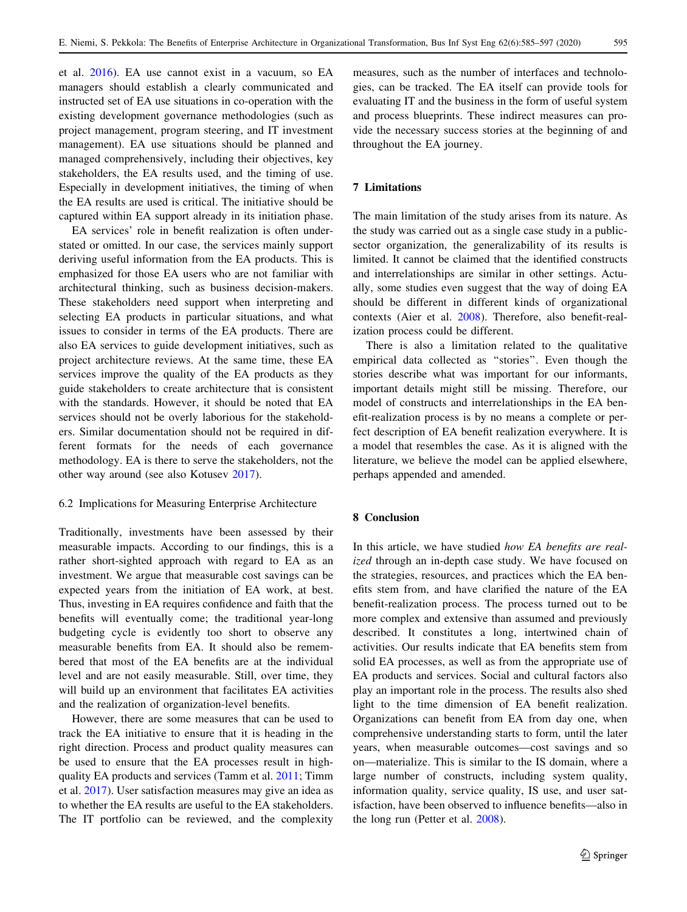et al. 2016). EA use cannot exist in a vacuum, so EA managers should establish a clearly communicated and instructed set of EA use situations in co-operation with the existing development governance methodologies (such as project management, program steering, and IT investment management). EA use situations should be planned and managed comprehensively, including their objectives, key stakeholders, the EA results used, and the timing of use. Especially in development initiatives, the timing of when the EA results are used is critical. The initiative should be captured within EA support already in its initiation phase.

EA services' role in benefit realization is often understated or omitted. In our case, the services mainly support deriving useful information from the EA products. This is emphasized for those EA users who are not familiar with architectural thinking, such as business decision-makers. These stakeholders need support when interpreting and selecting EA products in particular situations, and what issues to consider in terms of the EA products. There are also EA services to guide development initiatives, such as project architecture reviews. At the same time, these EA services improve the quality of the EA products as they guide stakeholders to create architecture that is consistent with the standards. However, it should be noted that EA services should not be overly laborious for the stakeholders. Similar documentation should not be required in different formats for the needs of each governance methodology. EA is there to serve the stakeholders, not the other way around (see also Kotusev 2017).

### 6.2 Implications for Measuring Enterprise Architecture

Traditionally, investments have been assessed by their measurable impacts. According to our findings, this is a rather short-sighted approach with regard to EA as an investment. We argue that measurable cost savings can be expected years from the initiation of EA work, at best. Thus, investing in EA requires confidence and faith that the benefits will eventually come; the traditional year-long budgeting cycle is evidently too short to observe any measurable benefits from EA. It should also be remembered that most of the EA benefits are at the individual level and are not easily measurable. Still, over time, they will build up an environment that facilitates EA activities and the realization of organization-level benefits.

However, there are some measures that can be used to track the EA initiative to ensure that it is heading in the right direction. Process and product quality measures can be used to ensure that the EA processes result in high-quality EA products and services (Tamm et al. 2011; Timm et al. 2017). User satisfaction measures may give an idea as to whether the EA results are useful to the EA stakeholders. The IT portfolio can be reviewed, and the complexity measures, such as the number of interfaces and technologies, can be tracked. The EA itself can provide tools for evaluating IT and the business in the form of useful system and process blueprints. These indirect measures can provide the necessary success stories at the beginning of and throughout the EA journey.

## 7 Limitations

The main limitation of the study arises from its nature. As the study was carried out as a single case study in a public-sector organization, the generalizability of its results is limited. It cannot be claimed that the identified constructs and interrelationships are similar in other settings. Actually, some studies even suggest that the way of doing EA should be different in different kinds of organizational contexts (Aier et al. 2008). Therefore, also benefit-realization process could be different.

There is also a limitation related to the qualitative empirical data collected as "stories". Even though the stories describe what was important for our informants, important details might still be missing. Therefore, our model of constructs and interrelationships in the EA benefit-realization process is by no means a complete or perfect description of EA benefit realization everywhere. It is a model that resembles the case. As it is aligned with the literature, we believe the model can be applied elsewhere, perhaps appended and amended.

## 8 Conclusion

In this article, we have studied *how EA benefits are realized* through an in-depth case study. We have focused on the strategies, resources, and practices which the EA benefits stem from, and have clarified the nature of the EA benefit-realization process. The process turned out to be more complex and extensive than assumed and previously described. It constitutes a long, intertwined chain of activities. Our results indicate that EA benefits stem from solid EA processes, as well as from the appropriate use of EA products and services. Social and cultural factors also play an important role in the process. The results also shed light to the time dimension of EA benefit realization. Organizations can benefit from EA from day one, when comprehensive understanding starts to form, until the later years, when measurable outcomes—cost savings and so on—materialize. This is similar to the IS domain, where a large number of constructs, including system quality, information quality, service quality, IS use, and user satisfaction, have been observed to influence benefits—also in the long run (Petter et al. 2008).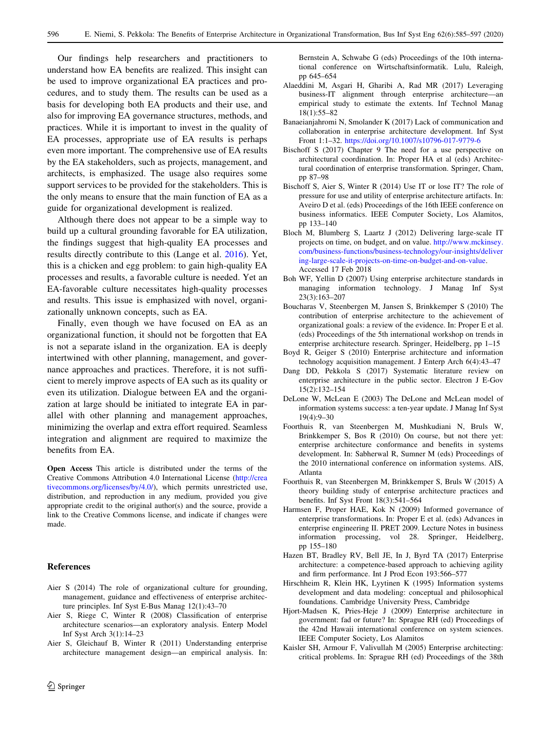Our findings help researchers and practitioners to understand how EA benefits are realized. This insight can be used to improve organizational EA practices and procedures, and to study them. The results can be used as a basis for developing both EA products and their use, and also for improving EA governance structures, methods, and practices. While it is important to invest in the quality of EA processes, appropriate use of EA results is perhaps even more important. The comprehensive use of EA results by the EA stakeholders, such as projects, management, and architects, is emphasized. The usage also requires some support services to be provided for the stakeholders. This is the only means to ensure that the main function of EA as a guide for organizational development is realized.

Although there does not appear to be a simple way to build up a cultural grounding favorable for EA utilization, the findings suggest that high-quality EA processes and results directly contribute to this (Lange et al. 2016). Yet, this is a chicken and egg problem: to gain high-quality EA processes and results, a favorable culture is needed. Yet an EA-favorable culture necessitates high-quality processes and results. This issue is emphasized with novel, organizationally unknown concepts, such as EA.

Finally, even though we have focused on EA as an organizational function, it should not be forgotten that EA is not a separate island in the organization. EA is deeply intertwined with other planning, management, and governance approaches and practices. Therefore, it is not sufficient to merely improve aspects of EA such as its quality or even its utilization. Dialogue between EA and the organization at large should be initiated to integrate EA in parallel with other planning and management approaches, minimizing the overlap and extra effort required. Seamless integration and alignment are required to maximize the benefits from EA.

**Open Access** This article is distributed under the terms of the Creative Commons Attribution 4.0 International License (http://creativecommons.org/licenses/by/4.0/), which permits unrestricted use, distribution, and reproduction in any medium, provided you give appropriate credit to the original author(s) and the source, provide a link to the Creative Commons license, and indicate if changes were made.

## References

Aier S (2014) The role of organizational culture for grounding, management, guidance and effectiveness of enterprise architecture principles. Inf Syst E-Bus Manag 12(1):43–70

Aier S, Riege C, Winter R (2008) Classification of enterprise architecture scenarios—an exploratory analysis. Enterp Model Inf Syst Arch 3(1):14–23

Aier S, Gleichauf B, Winter R (2011) Understanding enterprise architecture management design—an empirical analysis. In: Bernstein A, Schwabe G (eds) Proceedings of the 10th international conference on Wirtschaftsinformatik. Lulu, Raleigh, pp 645–654

Alaeddini M, Asgari H, Gharibi A, Rad MR (2017) Leveraging business-IT alignment through enterprise architecture—an empirical study to estimate the extents. Inf Technol Manag 18(1):55–82

Banaeianjahromi N, Smolander K (2017) Lack of communication and collaboration in enterprise architecture development. Inf Syst Front 1:1–32. https://doi.org/10.1007/s10796-017-9779-6

Bischoff S (2017) Chapter 9 The need for a use perspective on architectural coordination. In: Proper HA et al (eds) Architectural coordination of enterprise transformation. Springer, Cham, pp 87–98

Bischoff S, Aier S, Winter R (2014) Use IT or lose IT? The role of pressure for use and utility of enterprise architecture artifacts. In: Aveiro D et al. (eds) Proceedings of the 16th IEEE conference on business informatics. IEEE Computer Society, Los Alamitos, pp 133–140

Bloch M, Blumberg S, Laartz J (2012) Delivering large-scale IT projects on time, on budget, and on value. http://www.mckinsey.com/business-functions/business-technology/our-insights/delivering-large-scale-it-projects-on-time-on-budget-and-on-value. Accessed 17 Feb 2018

Boh WF, Yellin D (2007) Using enterprise architecture standards in managing information technology. J Manag Inf Syst 23(3):163–207

Boucharas V, Steenbergen M, Jansen S, Brinkkemper S (2010) The contribution of enterprise architecture to the achievement of organizational goals: a review of the evidence. In: Proper E et al. (eds) Proceedings of the 5th international workshop on trends in enterprise architecture research. Springer, Heidelberg, pp 1–15

Boyd R, Geiger S (2010) Enterprise architecture and information technology acquisition management. J Enterp Arch 6(4):43–47

Dang DD, Pekkola S (2017) Systematic literature review on enterprise architecture in the public sector. Electron J E-Gov 15(2):132–154

DeLone W, McLean E (2003) The DeLone and McLean model of information systems success: a ten-year update. J Manag Inf Syst 19(4):9–30

Foorthuis R, van Steenbergen M, Mushkudiani N, Bruls W, Brinkkemper S, Bos R (2010) On course, but not there yet: enterprise architecture conformance and benefits in systems development. In: Sabherwal R, Sumner M (eds) Proceedings of the 2010 international conference on information systems. AIS, Atlanta

Foorthuis R, van Steenbergen M, Brinkkemper S, Bruls W (2015) A theory building study of enterprise architecture practices and benefits. Inf Syst Front 18(3):541–564

Harmsen F, Proper HAE, Kok N (2009) Informed governance of enterprise transformations. In: Proper E et al. (eds) Advances in enterprise engineering II. PRET 2009. Lecture Notes in business information processing, vol 28. Springer, Heidelberg, pp 155–180

Hazen BT, Bradley RV, Bell JE, In J, Byrd TA (2017) Enterprise architecture: a competence-based approach to achieving agility and firm performance. Int J Prod Econ 193:566–577

Hirschheim R, Klein HK, Lyytinen K (1995) Information systems development and data modeling: conceptual and philosophical foundations. Cambridge University Press, Cambridge

Hjort-Madsen K, Pries-Heje J (2009) Enterprise architecture in government: fad or future? In: Sprague RH (ed) Proceedings of the 42nd Hawaii international conference on system sciences. IEEE Computer Society, Los Alamitos

Kaisler SH, Armour F, Valivullah M (2005) Enterprise architecting: critical problems. In: Sprague RH (ed) Proceedings of the 38th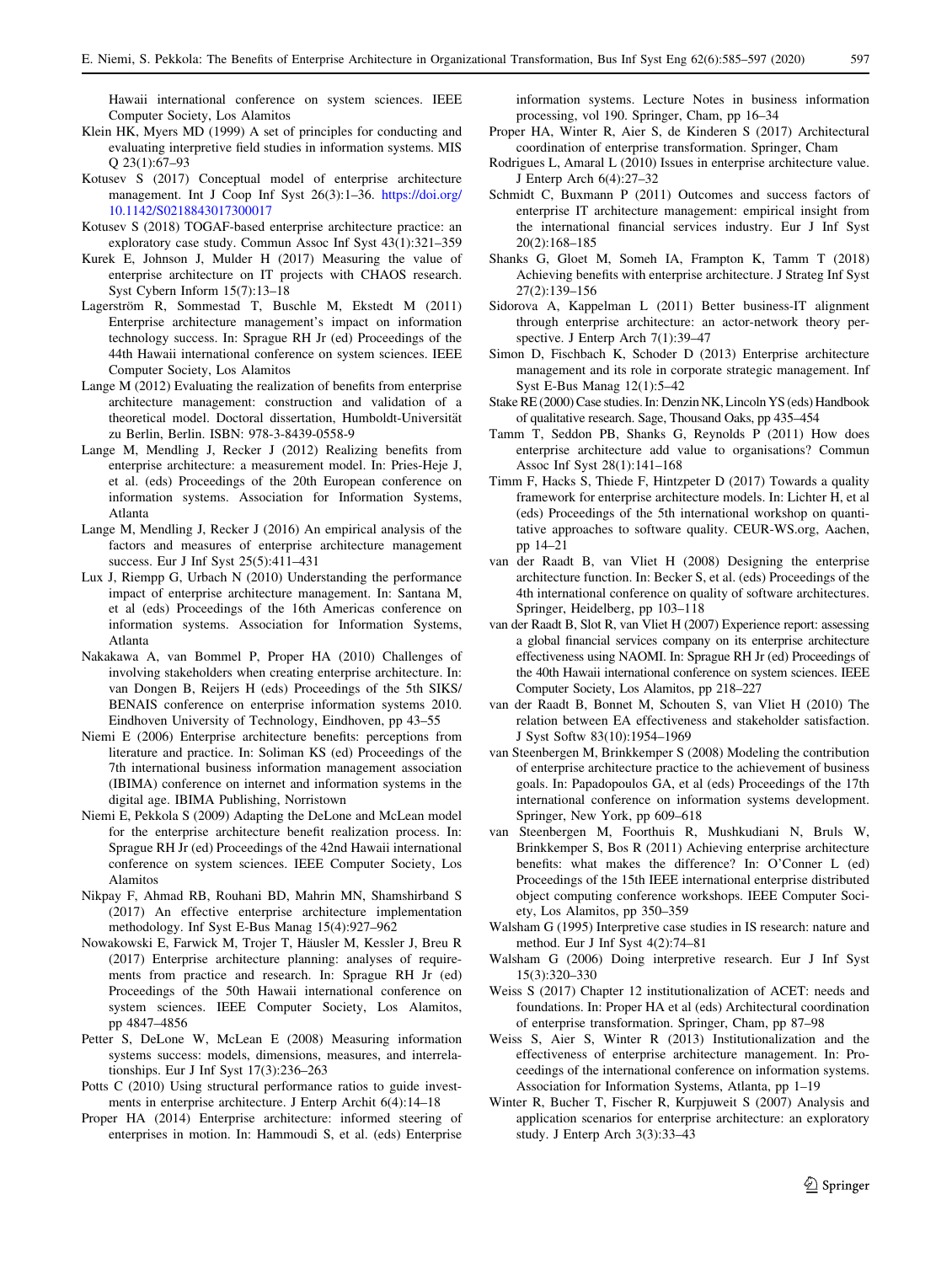Hawaii international conference on system sciences. IEEE Computer Society, Los Alamitos

Klein HK, Myers MD (1999) A set of principles for conducting and evaluating interpretive field studies in information systems. MIS Q 23(1):67–93

Kotusev S (2017) Conceptual model of enterprise architecture management. Int J Coop Inf Syst 26(3):1–36. https://doi.org/10.1142/S0218843017300017

Kotusev S (2018) TOGAF-based enterprise architecture practice: an exploratory case study. Commun Assoc Inf Syst 43(1):321–359

Kurek E, Johnson J, Mulder H (2017) Measuring the value of enterprise architecture on IT projects with CHAOS research. Syst Cybern Inform 15(7):13–18

Lagerström R, Sommestad T, Buschle M, Ekstedt M (2011) Enterprise architecture management's impact on information technology success. In: Sprague RH Jr (ed) Proceedings of the 44th Hawaii international conference on system sciences. IEEE Computer Society, Los Alamitos

Lange M (2012) Evaluating the realization of benefits from enterprise architecture management: construction and validation of a theoretical model. Doctoral dissertation, Humboldt-Universität zu Berlin, Berlin. ISBN: 978-3-8439-0558-9

Lange M, Mendling J, Recker J (2012) Realizing benefits from enterprise architecture: a measurement model. In: Pries-Heje J, et al. (eds) Proceedings of the 20th European conference on information systems. Association for Information Systems, Atlanta

Lange M, Mendling J, Recker J (2016) An empirical analysis of the factors and measures of enterprise architecture management success. Eur J Inf Syst 25(5):411–431

Lux J, Riempp G, Urbach N (2010) Understanding the performance impact of enterprise architecture management. In: Santana M, et al (eds) Proceedings of the 16th Americas conference on information systems. Association for Information Systems, Atlanta

Nakakawa A, van Bommel P, Proper HA (2010) Challenges of involving stakeholders when creating enterprise architecture. In: van Dongen B, Reijers H (eds) Proceedings of the 5th SIKS/BENAIS conference on enterprise information systems 2010. Eindhoven University of Technology, Eindhoven, pp 43–55

Niemi E (2006) Enterprise architecture benefits: perceptions from literature and practice. In: Soliman KS (ed) Proceedings of the 7th international business information management association (IBIMA) conference on internet and information systems in the digital age. IBIMA Publishing, Norristown

Niemi E, Pekkola S (2009) Adapting the DeLone and McLean model for the enterprise architecture benefit realization process. In: Sprague RH Jr (ed) Proceedings of the 42nd Hawaii international conference on system sciences. IEEE Computer Society, Los Alamitos

Nikpay F, Ahmad RB, Rouhani BD, Mahrin MN, Shamshirband S (2017) An effective enterprise architecture implementation methodology. Inf Syst E-Bus Manag 15(4):927–962

Nowakowski E, Farwick M, Trojer T, Häusler M, Kessler J, Breu R (2017) Enterprise architecture planning: analyses of requirements from practice and research. In: Sprague RH Jr (ed) Proceedings of the 50th Hawaii international conference on system sciences. IEEE Computer Society, Los Alamitos, pp 4847–4856

Petter S, DeLone W, McLean E (2008) Measuring information systems success: models, dimensions, measures, and interrelationships. Eur J Inf Syst 17(3):236–263

Potts C (2010) Using structural performance ratios to guide investments in enterprise architecture. J Enterp Archit 6(4):14–18

Proper HA (2014) Enterprise architecture: informed steering of enterprises in motion. In: Hammoudi S, et al. (eds) Enterprise information systems. Lecture Notes in business information processing, vol 190. Springer, Cham, pp 16–34

Proper HA, Winter R, Aier S, de Kinderen S (2017) Architectural coordination of enterprise transformation. Springer, Cham

Rodrigues L, Amaral L (2010) Issues in enterprise architecture value. J Enterp Arch 6(4):27–32

Schmidt C, Buxmann P (2011) Outcomes and success factors of enterprise IT architecture management: empirical insight from the international financial services industry. Eur J Inf Syst 20(2):168–185

Shanks G, Gloet M, Someh IA, Frampton K, Tamm T (2018) Achieving benefits with enterprise architecture. J Strateg Inf Syst 27(2):139–156

Sidorova A, Kappelman L (2011) Better business-IT alignment through enterprise architecture: an actor-network theory perspective. J Enterp Arch 7(1):39–47

Simon D, Fischbach K, Schoder D (2013) Enterprise architecture management and its role in corporate strategic management. Inf Syst E-Bus Manag 12(1):5–42

Stake RE (2000) Case studies. In: Denzin NK, Lincoln YS (eds) Handbook of qualitative research. Sage, Thousand Oaks, pp 435–454

Tamm T, Seddon PB, Shanks G, Reynolds P (2011) How does enterprise architecture add value to organisations? Commun Assoc Inf Syst 28(1):141–168

Timm F, Hacks S, Thiede F, Hintzpeter D (2017) Towards a quality framework for enterprise architecture models. In: Lichter H, et al (eds) Proceedings of the 5th international workshop on quantitative approaches to software quality. CEUR-WS.org, Aachen, pp 14–21

van der Raadt B, van Vliet H (2008) Designing the enterprise architecture function. In: Becker S, et al. (eds) Proceedings of the 4th international conference on quality of software architectures. Springer, Heidelberg, pp 103–118

van der Raadt B, Slot R, van Vliet H (2007) Experience report: assessing a global financial services company on its enterprise architecture effectiveness using NAOMI. In: Sprague RH Jr (ed) Proceedings of the 40th Hawaii international conference on system sciences. IEEE Computer Society, Los Alamitos, pp 218–227

van der Raadt B, Bonnet M, Schouten S, van Vliet H (2010) The relation between EA effectiveness and stakeholder satisfaction. J Syst Softw 83(10):1954–1969

van Steenbergen M, Brinkkemper S (2008) Modeling the contribution of enterprise architecture practice to the achievement of business goals. In: Papadopoulos GA, et al (eds) Proceedings of the 17th international conference on information systems development. Springer, New York, pp 609–618

van Steenbergen M, Foorthuis R, Mushkudiani N, Bruls W, Brinkkemper S, Bos R (2011) Achieving enterprise architecture benefits: what makes the difference? In: O'Conner L (ed) Proceedings of the 15th IEEE international enterprise distributed object computing conference workshops. IEEE Computer Society, Los Alamitos, pp 350–359

Walsham G (1995) Interpretive case studies in IS research: nature and method. Eur J Inf Syst 4(2):74–81

Walsham G (2006) Doing interpretive research. Eur J Inf Syst 15(3):320–330

Weiss S (2017) Chapter 12 institutionalization of ACET: needs and foundations. In: Proper HA et al (eds) Architectural coordination of enterprise transformation. Springer, Cham, pp 87–98

Weiss S, Aier S, Winter R (2013) Institutionalization and the effectiveness of enterprise architecture management. In: Proceedings of the international conference on information systems. Association for Information Systems, Atlanta, pp 1–19

Winter R, Bucher T, Fischer R, Kurpjuweit S (2007) Analysis and application scenarios for enterprise architecture: an exploratory study. J Enterp Arch 3(3):33–43